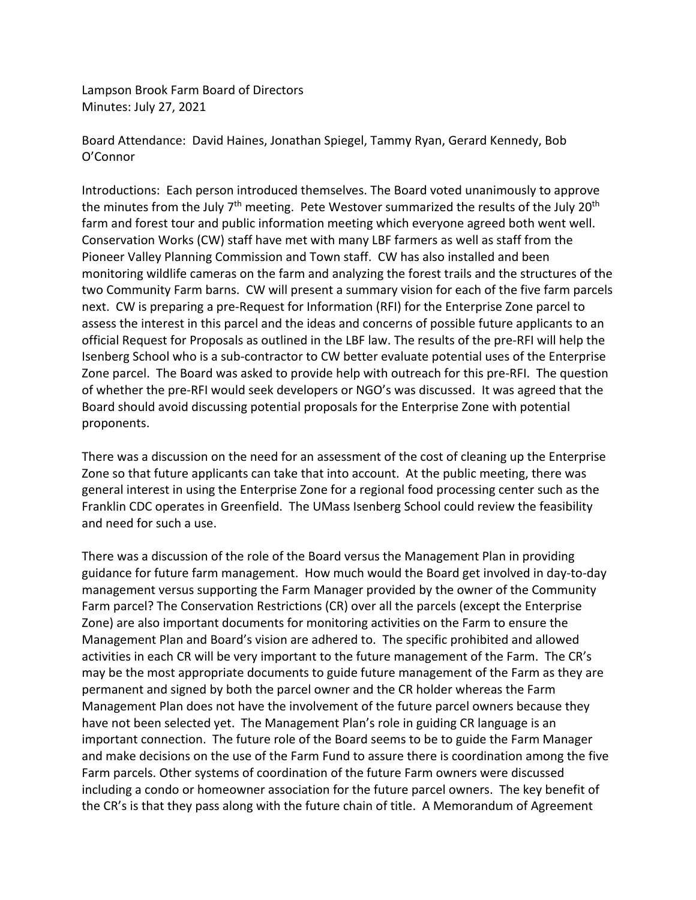Lampson Brook Farm Board of Directors
Minutes: July 27, 2021

Board Attendance: David Haines, Jonathan Spiegel, Tammy Ryan, Gerard Kennedy, Bob O'Connor

Introductions: Each person introduced themselves. The Board voted unanimously to approve the minutes from the July 7th meeting. Pete Westover summarized the results of the July 20th farm and forest tour and public information meeting which everyone agreed both went well. Conservation Works (CW) staff have met with many LBF farmers as well as staff from the Pioneer Valley Planning Commission and Town staff. CW has also installed and been monitoring wildlife cameras on the farm and analyzing the forest trails and the structures of the two Community Farm barns. CW will present a summary vision for each of the five farm parcels next. CW is preparing a pre-Request for Information (RFI) for the Enterprise Zone parcel to assess the interest in this parcel and the ideas and concerns of possible future applicants to an official Request for Proposals as outlined in the LBF law. The results of the pre-RFI will help the Isenberg School who is a sub-contractor to CW better evaluate potential uses of the Enterprise Zone parcel. The Board was asked to provide help with outreach for this pre-RFI. The question of whether the pre-RFI would seek developers or NGO's was discussed. It was agreed that the Board should avoid discussing potential proposals for the Enterprise Zone with potential proponents.

There was a discussion on the need for an assessment of the cost of cleaning up the Enterprise Zone so that future applicants can take that into account. At the public meeting, there was general interest in using the Enterprise Zone for a regional food processing center such as the Franklin CDC operates in Greenfield. The UMass Isenberg School could review the feasibility and need for such a use.

There was a discussion of the role of the Board versus the Management Plan in providing guidance for future farm management. How much would the Board get involved in day-to-day management versus supporting the Farm Manager provided by the owner of the Community Farm parcel? The Conservation Restrictions (CR) over all the parcels (except the Enterprise Zone) are also important documents for monitoring activities on the Farm to ensure the Management Plan and Board's vision are adhered to. The specific prohibited and allowed activities in each CR will be very important to the future management of the Farm. The CR's may be the most appropriate documents to guide future management of the Farm as they are permanent and signed by both the parcel owner and the CR holder whereas the Farm Management Plan does not have the involvement of the future parcel owners because they have not been selected yet. The Management Plan's role in guiding CR language is an important connection. The future role of the Board seems to be to guide the Farm Manager and make decisions on the use of the Farm Fund to assure there is coordination among the five Farm parcels. Other systems of coordination of the future Farm owners were discussed including a condo or homeowner association for the future parcel owners. The key benefit of the CR's is that they pass along with the future chain of title. A Memorandum of Agreement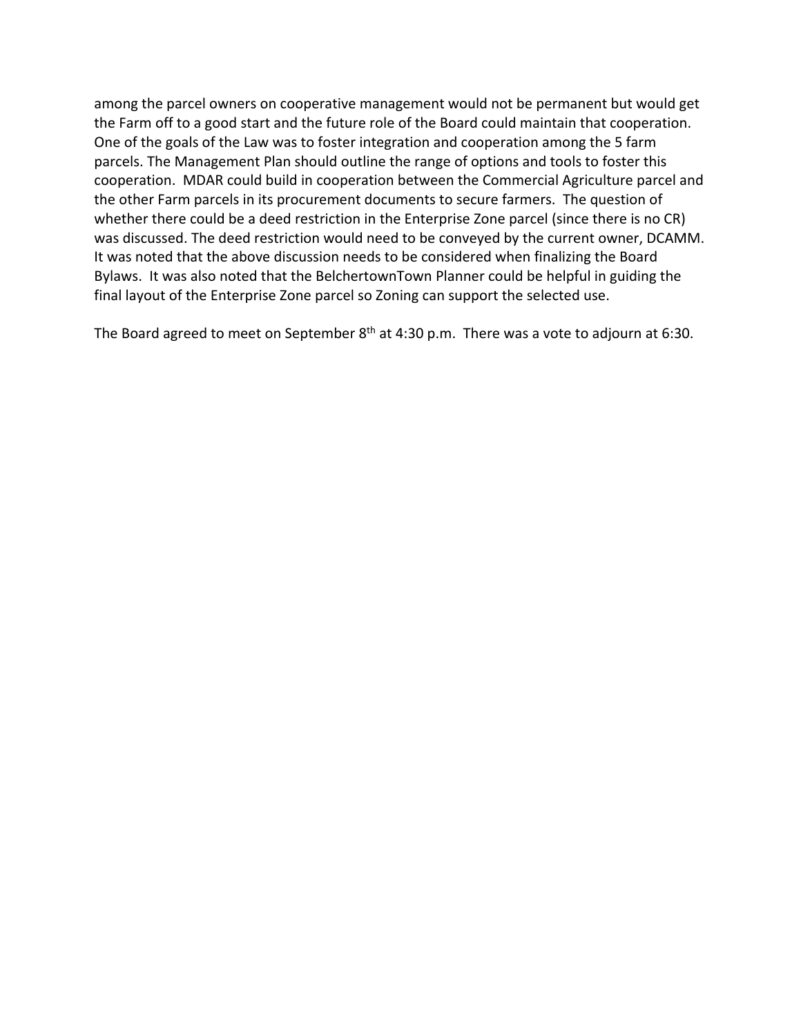among the parcel owners on cooperative management would not be permanent but would get the Farm off to a good start and the future role of the Board could maintain that cooperation. One of the goals of the Law was to foster integration and cooperation among the 5 farm parcels. The Management Plan should outline the range of options and tools to foster this cooperation. MDAR could build in cooperation between the Commercial Agriculture parcel and the other Farm parcels in its procurement documents to secure farmers. The question of whether there could be a deed restriction in the Enterprise Zone parcel (since there is no CR) was discussed. The deed restriction would need to be conveyed by the current owner, DCAMM. It was noted that the above discussion needs to be considered when finalizing the Board Bylaws. It was also noted that the BelchertownTown Planner could be helpful in guiding the final layout of the Enterprise Zone parcel so Zoning can support the selected use.

The Board agreed to meet on September 8th at 4:30 p.m. There was a vote to adjourn at 6:30.